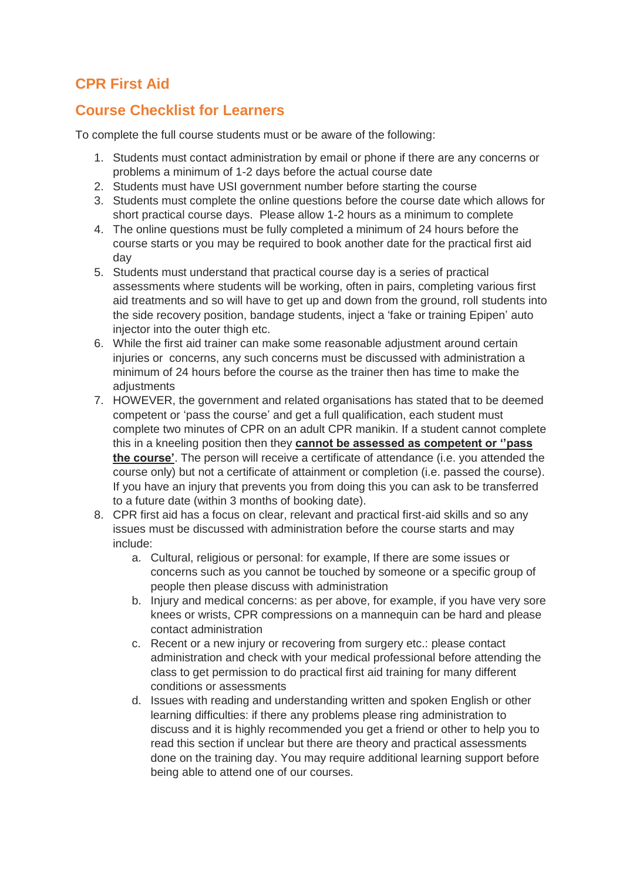## CPR First Aid

## Course Checklist for Learners

To complete the full course students must or be aware of the following:

1. Students must contact administration by email or phone if there are any concerns or problems a minimum of 1-2 days before the actual course date
2. Students must have USI government number before starting the course
3. Students must complete the online questions before the course date which allows for short practical course days. Please allow 1-2 hours as a minimum to complete
4. The online questions must be fully completed a minimum of 24 hours before the course starts or you may be required to book another date for the practical first aid day
5. Students must understand that practical course day is a series of practical assessments where students will be working, often in pairs, completing various first aid treatments and so will have to get up and down from the ground, roll students into the side recovery position, bandage students, inject a 'fake or training Epipen' auto injector into the outer thigh etc.
6. While the first aid trainer can make some reasonable adjustment around certain injuries or concerns, any such concerns must be discussed with administration a minimum of 24 hours before the course as the trainer then has time to make the adjustments
7. HOWEVER, the government and related organisations has stated that to be deemed competent or 'pass the course' and get a full qualification, each student must complete two minutes of CPR on an adult CPR manikin. If a student cannot complete this in a kneeling position then they **cannot be assessed as competent or ''pass the course'**. The person will receive a certificate of attendance (i.e. you attended the course only) but not a certificate of attainment or completion (i.e. passed the course). If you have an injury that prevents you from doing this you can ask to be transferred to a future date (within 3 months of booking date).
8. CPR first aid has a focus on clear, relevant and practical first-aid skills and so any issues must be discussed with administration before the course starts and may include:
   a. Cultural, religious or personal: for example, If there are some issues or concerns such as you cannot be touched by someone or a specific group of people then please discuss with administration
   b. Injury and medical concerns: as per above, for example, if you have very sore knees or wrists, CPR compressions on a mannequin can be hard and please contact administration
   c. Recent or a new injury or recovering from surgery etc.: please contact administration and check with your medical professional before attending the class to get permission to do practical first aid training for many different conditions or assessments
   d. Issues with reading and understanding written and spoken English or other learning difficulties: if there any problems please ring administration to discuss and it is highly recommended you get a friend or other to help you to read this section if unclear but there are theory and practical assessments done on the training day. You may require additional learning support before being able to attend one of our courses.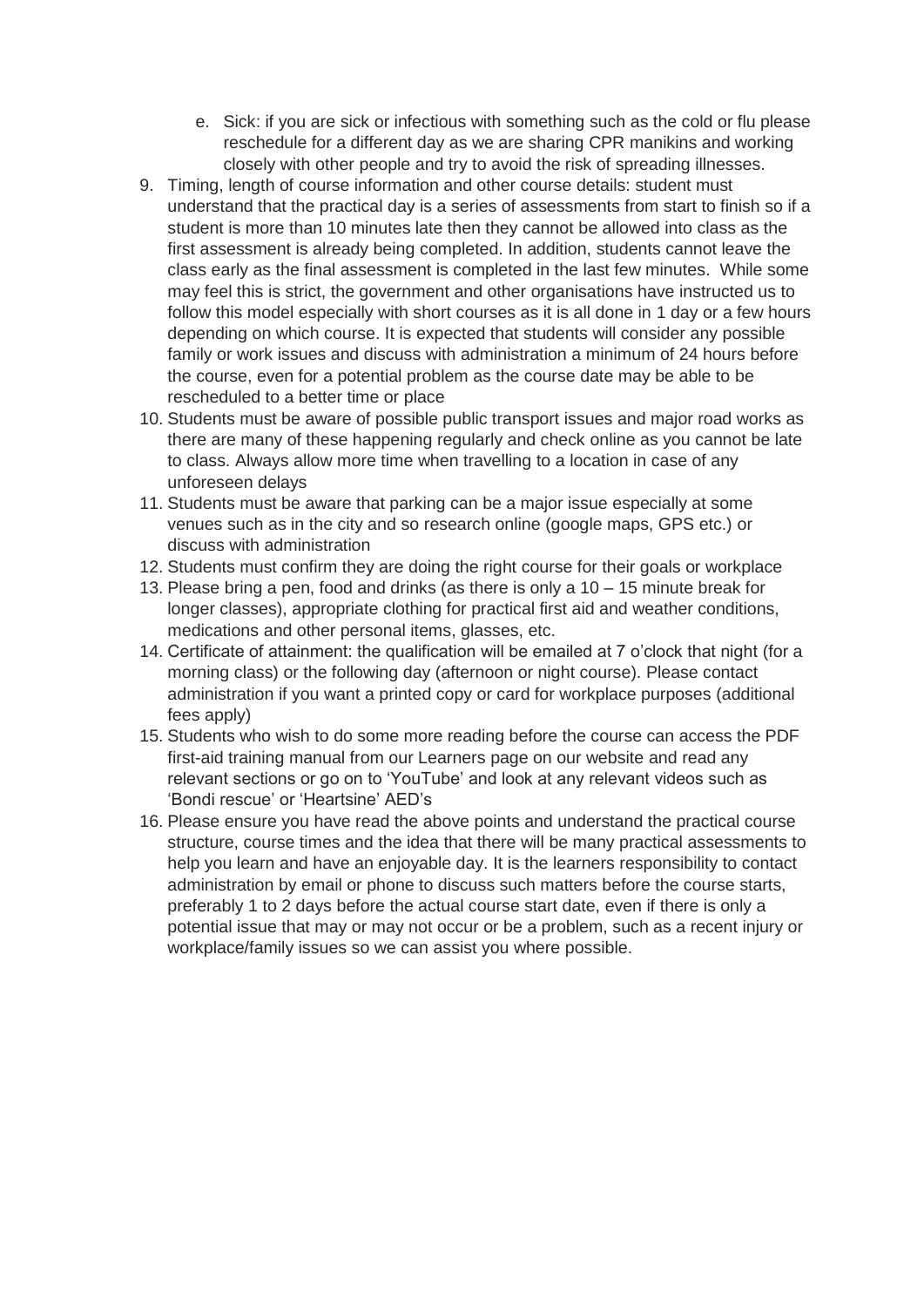e. Sick: if you are sick or infectious with something such as the cold or flu please reschedule for a different day as we are sharing CPR manikins and working closely with other people and try to avoid the risk of spreading illnesses.

9. Timing, length of course information and other course details: student must understand that the practical day is a series of assessments from start to finish so if a student is more than 10 minutes late then they cannot be allowed into class as the first assessment is already being completed. In addition, students cannot leave the class early as the final assessment is completed in the last few minutes. While some may feel this is strict, the government and other organisations have instructed us to follow this model especially with short courses as it is all done in 1 day or a few hours depending on which course. It is expected that students will consider any possible family or work issues and discuss with administration a minimum of 24 hours before the course, even for a potential problem as the course date may be able to be rescheduled to a better time or place
10. Students must be aware of possible public transport issues and major road works as there are many of these happening regularly and check online as you cannot be late to class. Always allow more time when travelling to a location in case of any unforeseen delays
11. Students must be aware that parking can be a major issue especially at some venues such as in the city and so research online (google maps, GPS etc.) or discuss with administration
12. Students must confirm they are doing the right course for their goals or workplace
13. Please bring a pen, food and drinks (as there is only a 10 – 15 minute break for longer classes), appropriate clothing for practical first aid and weather conditions, medications and other personal items, glasses, etc.
14. Certificate of attainment: the qualification will be emailed at 7 o'clock that night (for a morning class) or the following day (afternoon or night course). Please contact administration if you want a printed copy or card for workplace purposes (additional fees apply)
15. Students who wish to do some more reading before the course can access the PDF first-aid training manual from our Learners page on our website and read any relevant sections or go on to 'YouTube' and look at any relevant videos such as 'Bondi rescue' or 'Heartsine' AED's
16. Please ensure you have read the above points and understand the practical course structure, course times and the idea that there will be many practical assessments to help you learn and have an enjoyable day. It is the learners responsibility to contact administration by email or phone to discuss such matters before the course starts, preferably 1 to 2 days before the actual course start date, even if there is only a potential issue that may or may not occur or be a problem, such as a recent injury or workplace/family issues so we can assist you where possible.